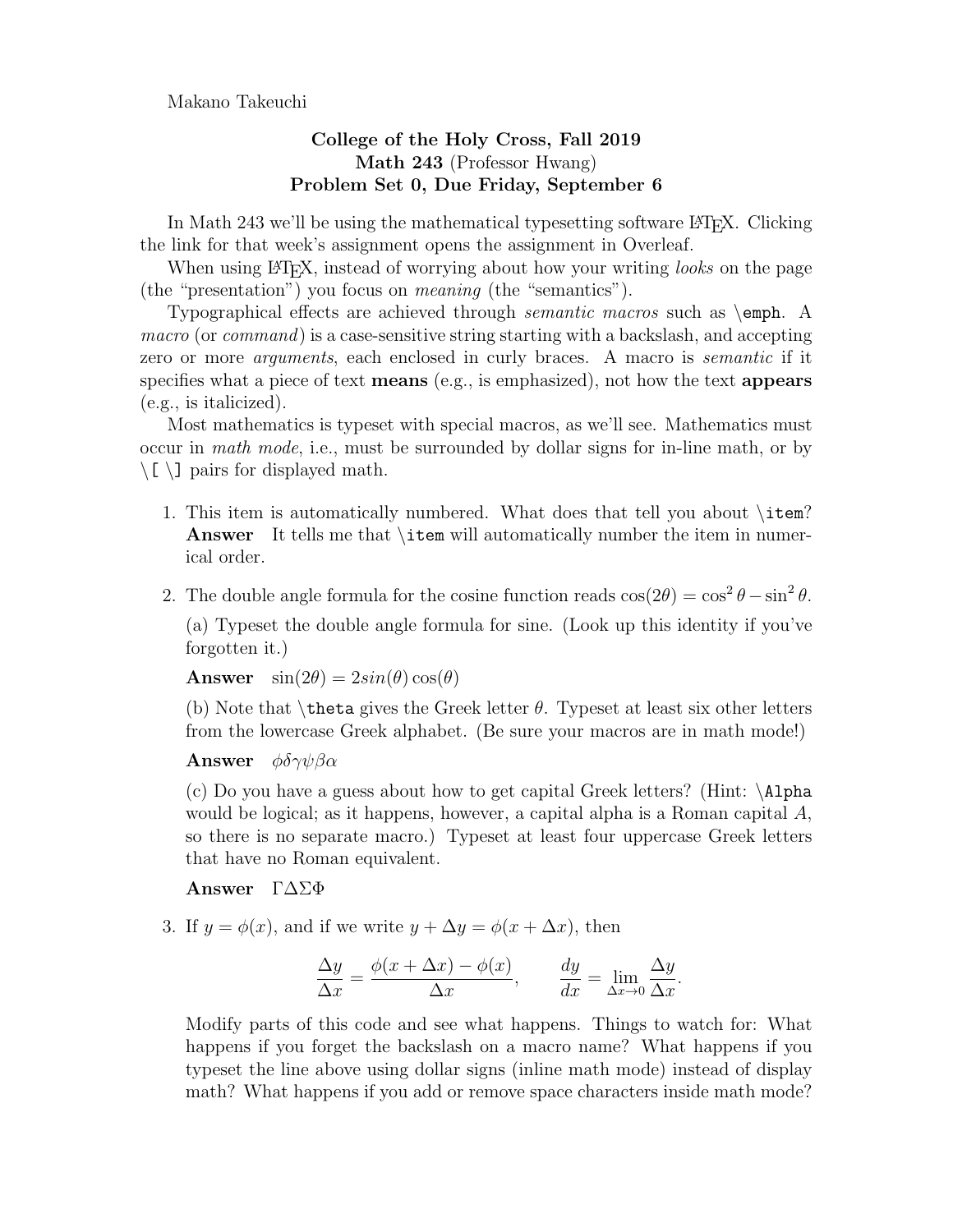Makano Takeuchi

**College of the Holy Cross, Fall 2019**
**Math 243** (Professor Hwang)
**Problem Set 0, Due Friday, September 6**

In Math 243 we'll be using the mathematical typesetting software LaTeX. Clicking the link for that week's assignment opens the assignment in Overleaf.

When using LaTeX, instead of worrying about how your writing *looks* on the page (the "presentation") you focus on *meaning* (the "semantics").

Typographical effects are achieved through *semantic macros* such as `\emph`. A *macro* (or *command*) is a case-sensitive string starting with a backslash, and accepting zero or more *arguments*, each enclosed in curly braces. A macro is *semantic* if it specifies what a piece of text **means** (e.g., is emphasized), not how the text **appears** (e.g., is italicized).

Most mathematics is typeset with special macros, as we'll see. Mathematics must occur in *math mode*, i.e., must be surrounded by dollar signs for in-line math, or by `\[ \]` pairs for displayed math.

1. This item is automatically numbered. What does that tell you about `\item`?
   **Answer** It tells me that `\item` will automatically number the item in numerical order.

2. The double angle formula for the cosine function reads $\cos(2\theta) = \cos^2\theta - \sin^2\theta$.

   (a) Typeset the double angle formula for sine. (Look up this identity if you've forgotten it.)

   **Answer** $\sin(2\theta) = 2sin(\theta)\cos(\theta)$

   (b) Note that `\theta` gives the Greek letter $\theta$. Typeset at least six other letters from the lowercase Greek alphabet. (Be sure your macros are in math mode!)

   **Answer** $\phi\delta\gamma\psi\beta\alpha$

   (c) Do you have a guess about how to get capital Greek letters? (Hint: `\Alpha` would be logical; as it happens, however, a capital alpha is a Roman capital $A$, so there is no separate macro.) Typeset at least four uppercase Greek letters that have no Roman equivalent.

   **Answer** $\Gamma\Delta\Sigma\Phi$

3. If $y = \phi(x)$, and if we write $y + \Delta y = \phi(x + \Delta x)$, then

$$\frac{\Delta y}{\Delta x} = \frac{\phi(x + \Delta x) - \phi(x)}{\Delta x}, \qquad \frac{dy}{dx} = \lim_{\Delta x \to 0} \frac{\Delta y}{\Delta x}.$$

   Modify parts of this code and see what happens. Things to watch for: What happens if you forget the backslash on a macro name? What happens if you typeset the line above using dollar signs (inline math mode) instead of display math? What happens if you add or remove space characters inside math mode?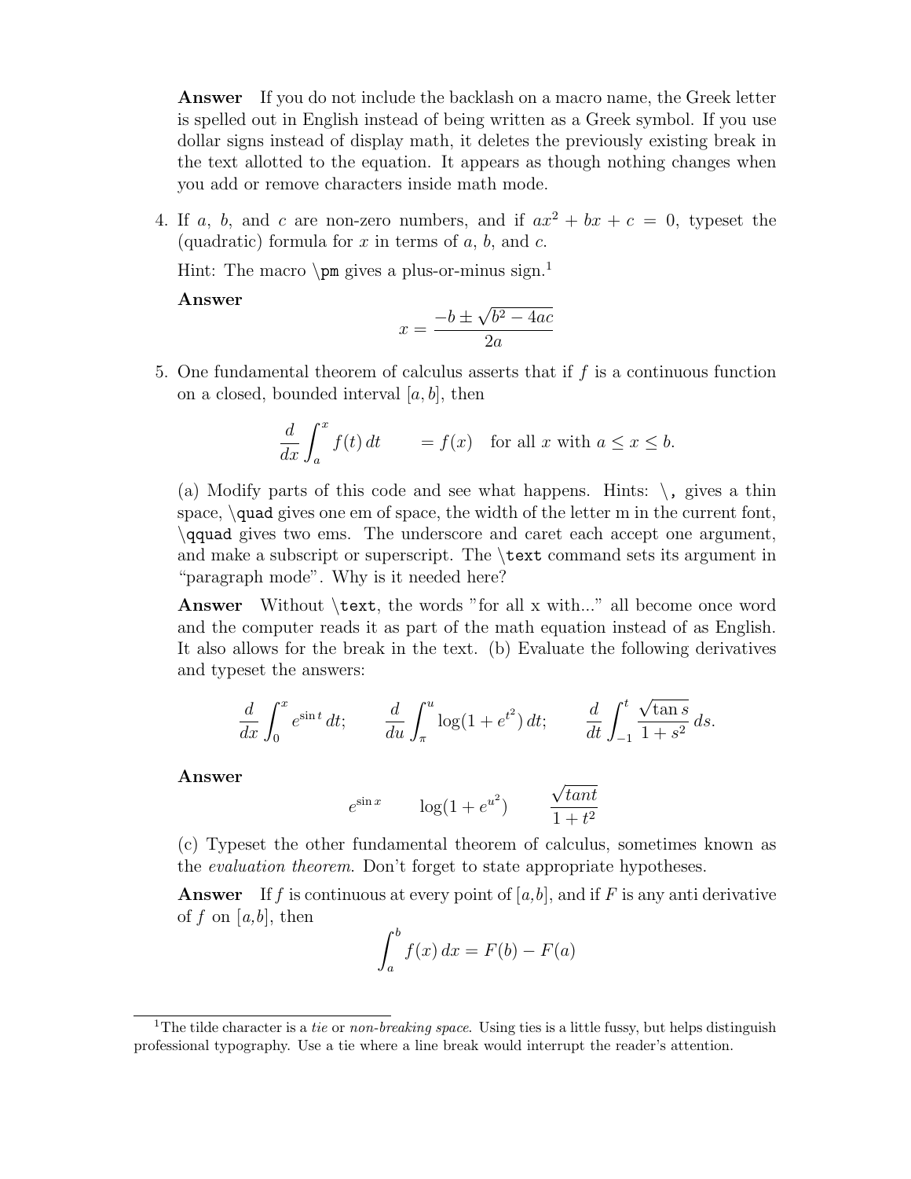**Answer** If you do not include the backlash on a macro name, the Greek letter is spelled out in English instead of being written as a Greek symbol. If you use dollar signs instead of display math, it deletes the previously existing break in the text allotted to the equation. It appears as though nothing changes when you add or remove characters inside math mode.

4. If $a$, $b$, and $c$ are non-zero numbers, and if $ax^2 + bx + c = 0$, typeset the (quadratic) formula for $x$ in terms of $a$, $b$, and $c$.

   Hint: The macro `\pm` gives a plus-or-minus sign.[1]

   **Answer**

$$x = \frac{-b \pm \sqrt{b^2 - 4ac}}{2a}$$

5. One fundamental theorem of calculus asserts that if $f$ is a continuous function on a closed, bounded interval $[a, b]$, then

$$\frac{d}{dx} \int_a^x f(t)\,dt \qquad = f(x) \quad \text{for all } x \text{ with } a \leq x \leq b.$$

   (a) Modify parts of this code and see what happens. Hints: `\,` gives a thin space, `\quad` gives one em of space, the width of the letter m in the current font, `\qquad` gives two ems. The underscore and caret each accept one argument, and make a subscript or superscript. The `\text` command sets its argument in "paragraph mode". Why is it needed here?

   **Answer** Without `\text`, the words "for all x with..." all become once word and the computer reads it as part of the math equation instead of as English. It also allows for the break in the text. (b) Evaluate the following derivatives and typeset the answers:

$$\frac{d}{dx} \int_0^x e^{\sin t}\,dt; \qquad \frac{d}{du} \int_\pi^u \log(1 + e^{t^2})\,dt; \qquad \frac{d}{dt} \int_{-1}^t \frac{\sqrt{\tan s}}{1 + s^2}\,ds.$$

   **Answer**

$$e^{\sin x} \qquad \log(1 + e^{u^2}) \qquad \frac{\sqrt{tant}}{1 + t^2}$$

   (c) Typeset the other fundamental theorem of calculus, sometimes known as the *evaluation theorem*. Don't forget to state appropriate hypotheses.

   **Answer** If $f$ is continuous at every point of $[a,b]$, and if $F$ is any anti derivative of $f$ on $[a,b]$, then

$$\int_a^b f(x)\,dx = F(b) - F(a)$$

[1] The tilde character is a *tie* or *non-breaking space*. Using ties is a little fussy, but helps distinguish professional typography. Use a tie where a line break would interrupt the reader's attention.